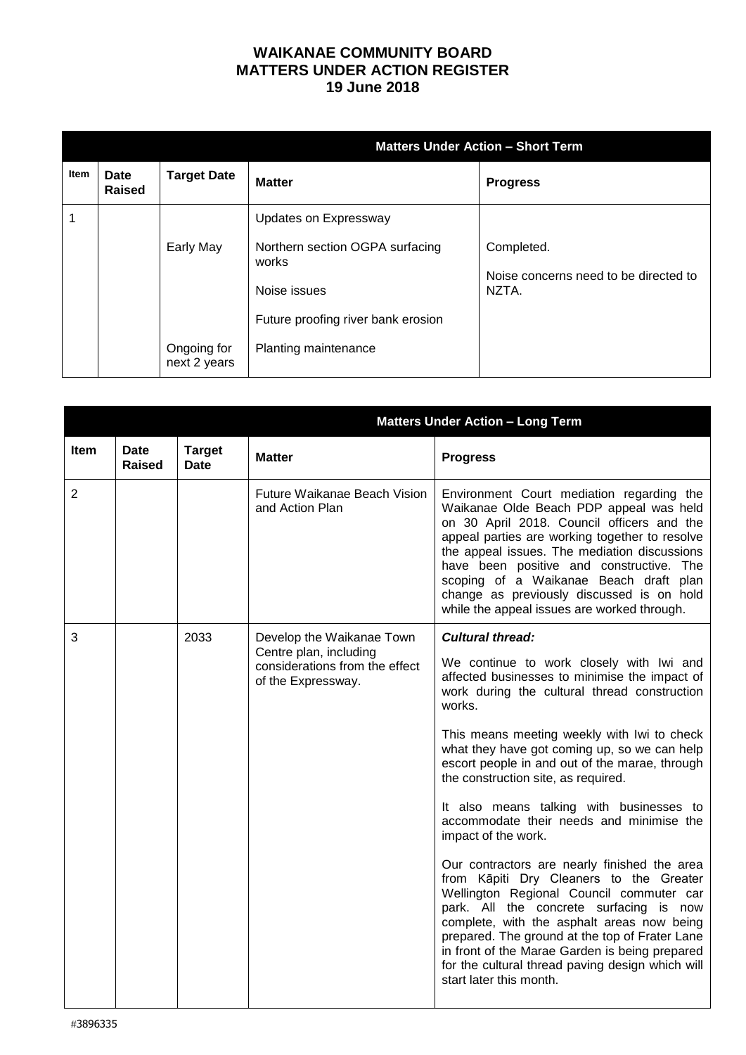# WAIKANAE COMMUNITY BOARD
# MATTERS UNDER ACTION REGISTER
# 19 June 2018

| | | | Matters Under Action – Short Term | |
|---|---|---|---|---|
| **Item** | **Date Raised** | **Target Date** | **Matter** | **Progress** |
| 1 | | | Updates on Expressway | |
| | | Early May | Northern section OGPA surfacing works | Completed. |
| | | | Noise issues | Noise concerns need to be directed to NZTA. |
| | | | Future proofing river bank erosion | |
| | | Ongoing for next 2 years | Planting maintenance | |

| | | | Matters Under Action – Long Term | |
|---|---|---|---|---|
| **Item** | **Date Raised** | **Target Date** | **Matter** | **Progress** |
| 2 | | | Future Waikanae Beach Vision and Action Plan | Environment Court mediation regarding the Waikanae Olde Beach PDP appeal was held on 30 April 2018. Council officers and the appeal parties are working together to resolve the appeal issues. The mediation discussions have been positive and constructive. The scoping of a Waikanae Beach draft plan change as previously discussed is on hold while the appeal issues are worked through. |
| 3 | | 2033 | Develop the Waikanae Town Centre plan, including considerations from the effect of the Expressway. | ***Cultural thread:*** <br><br> We continue to work closely with Iwi and affected businesses to minimise the impact of work during the cultural thread construction works. <br><br> This means meeting weekly with Iwi to check what they have got coming up, so we can help escort people in and out of the marae, through the construction site, as required. <br><br> It also means talking with businesses to accommodate their needs and minimise the impact of the work. <br><br> Our contractors are nearly finished the area from Kāpiti Dry Cleaners to the Greater Wellington Regional Council commuter car park. All the concrete surfacing is now complete, with the asphalt areas now being prepared. The ground at the top of Frater Lane in front of the Marae Garden is being prepared for the cultural thread paving design which will start later this month. |

#3896335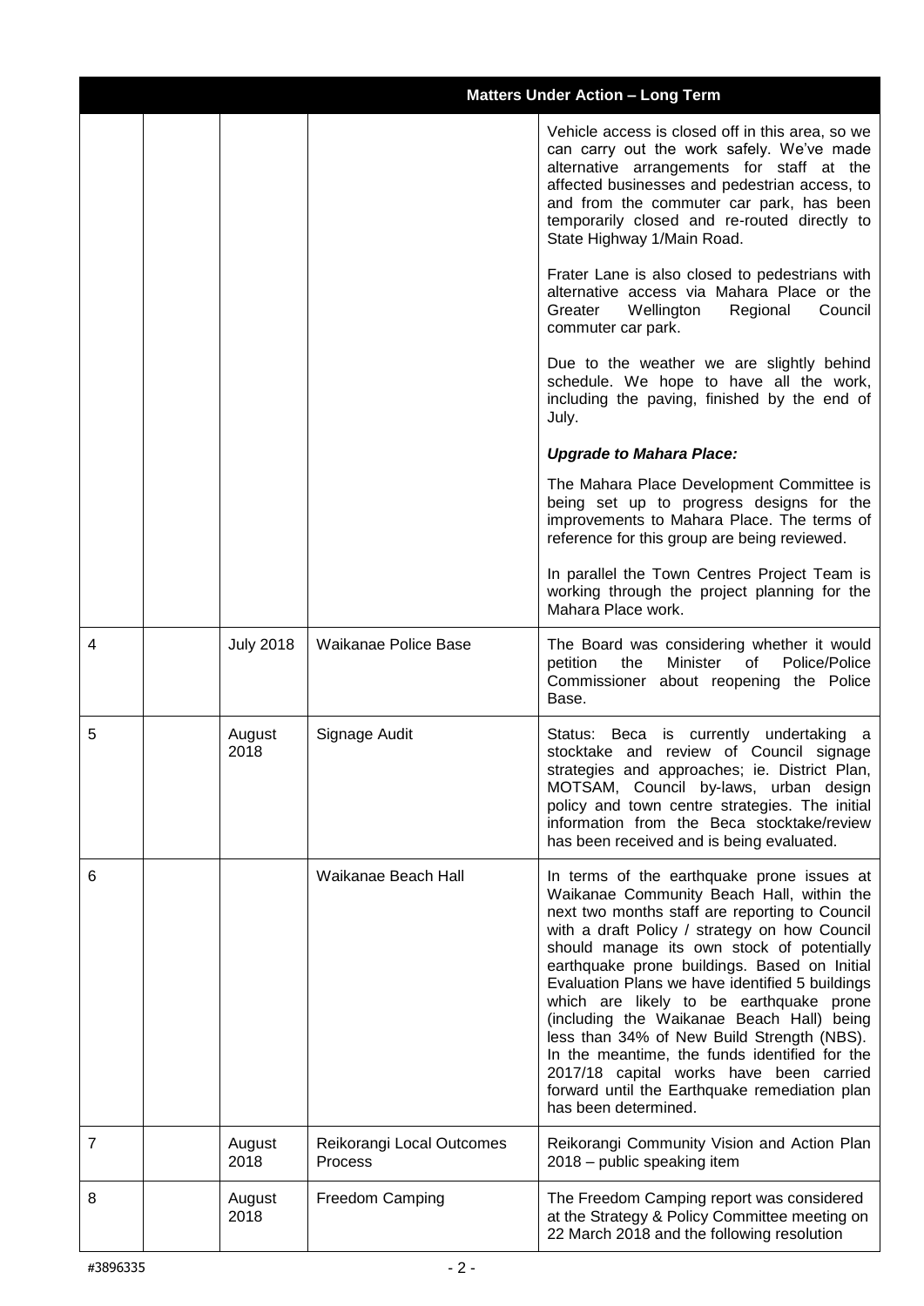| Matters Under Action – Long Term | | | | |
|---|---|---|---|---|
| | | | | Vehicle access is closed off in this area, so we can carry out the work safely. We've made alternative arrangements for staff at the affected businesses and pedestrian access, to and from the commuter car park, has been temporarily closed and re-routed directly to State Highway 1/Main Road.<br><br>Frater Lane is also closed to pedestrians with alternative access via Mahara Place or the Greater Wellington Regional Council commuter car park.<br><br>Due to the weather we are slightly behind schedule. We hope to have all the work, including the paving, finished by the end of July.<br><br>***Upgrade to Mahara Place:***<br><br>The Mahara Place Development Committee is being set up to progress designs for the improvements to Mahara Place. The terms of reference for this group are being reviewed.<br><br>In parallel the Town Centres Project Team is working through the project planning for the Mahara Place work. |
| 4 | | July 2018 | Waikanae Police Base | The Board was considering whether it would petition the Minister of Police/Police Commissioner about reopening the Police Base. |
| 5 | | August 2018 | Signage Audit | Status: Beca is currently undertaking a stocktake and review of Council signage strategies and approaches; ie. District Plan, MOTSAM, Council by-laws, urban design policy and town centre strategies. The initial information from the Beca stocktake/review has been received and is being evaluated. |
| 6 | | | Waikanae Beach Hall | In terms of the earthquake prone issues at Waikanae Community Beach Hall, within the next two months staff are reporting to Council with a draft Policy / strategy on how Council should manage its own stock of potentially earthquake prone buildings. Based on Initial Evaluation Plans we have identified 5 buildings which are likely to be earthquake prone (including the Waikanae Beach Hall) being less than 34% of New Build Strength (NBS). In the meantime, the funds identified for the 2017/18 capital works have been carried forward until the Earthquake remediation plan has been determined. |
| 7 | | August 2018 | Reikorangi Local Outcomes Process | Reikorangi Community Vision and Action Plan 2018 – public speaking item |
| 8 | | August 2018 | Freedom Camping | The Freedom Camping report was considered at the Strategy & Policy Committee meeting on 22 March 2018 and the following resolution |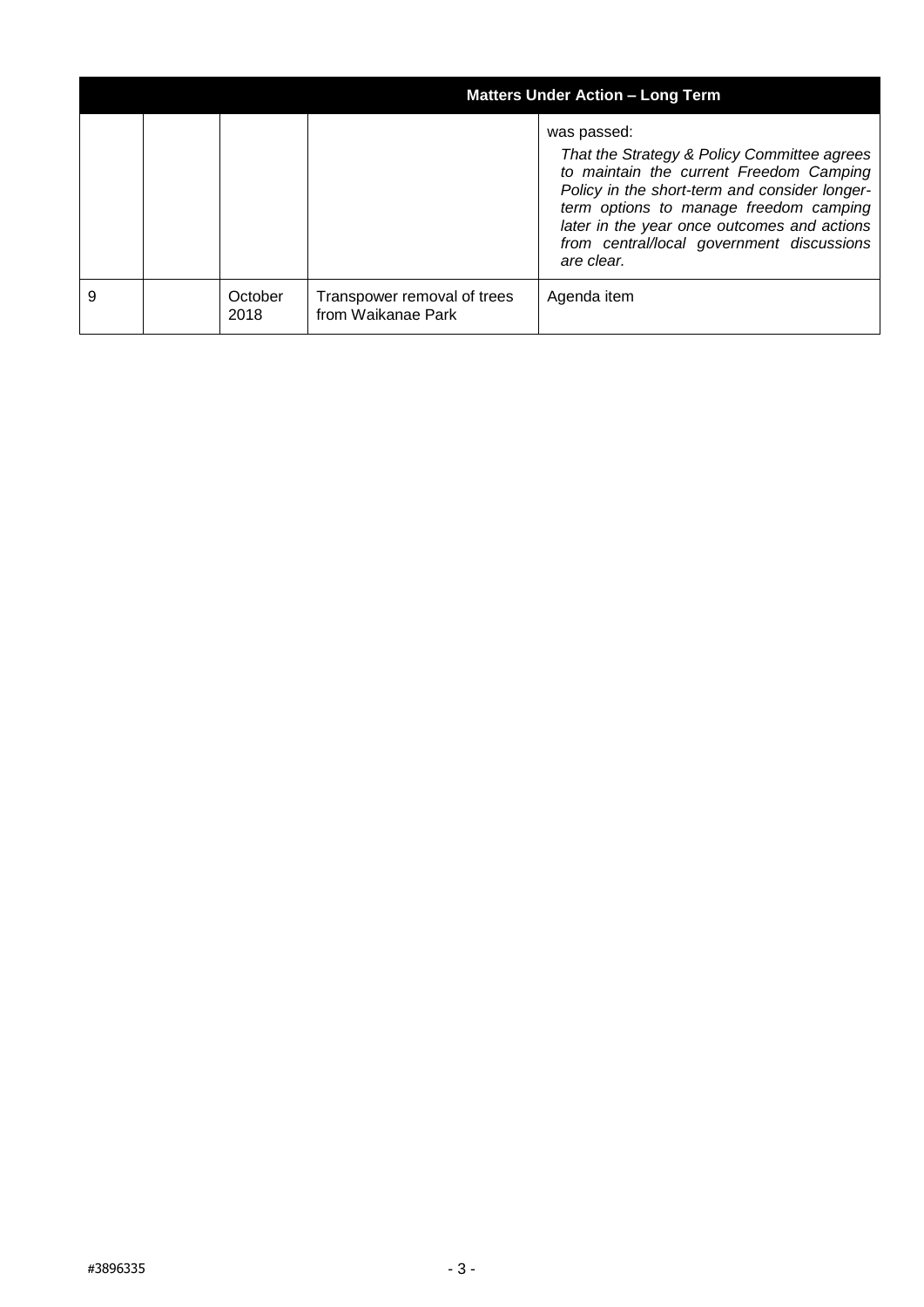| | | | | Matters Under Action – Long Term |
|---|---|---|---|---|
| | | | | was passed:<br>*That the Strategy & Policy Committee agrees to maintain the current Freedom Camping Policy in the short-term and consider longer-term options to manage freedom camping later in the year once outcomes and actions from central/local government discussions are clear.* |
| 9 | | October 2018 | Transpower removal of trees from Waikanae Park | Agenda item |